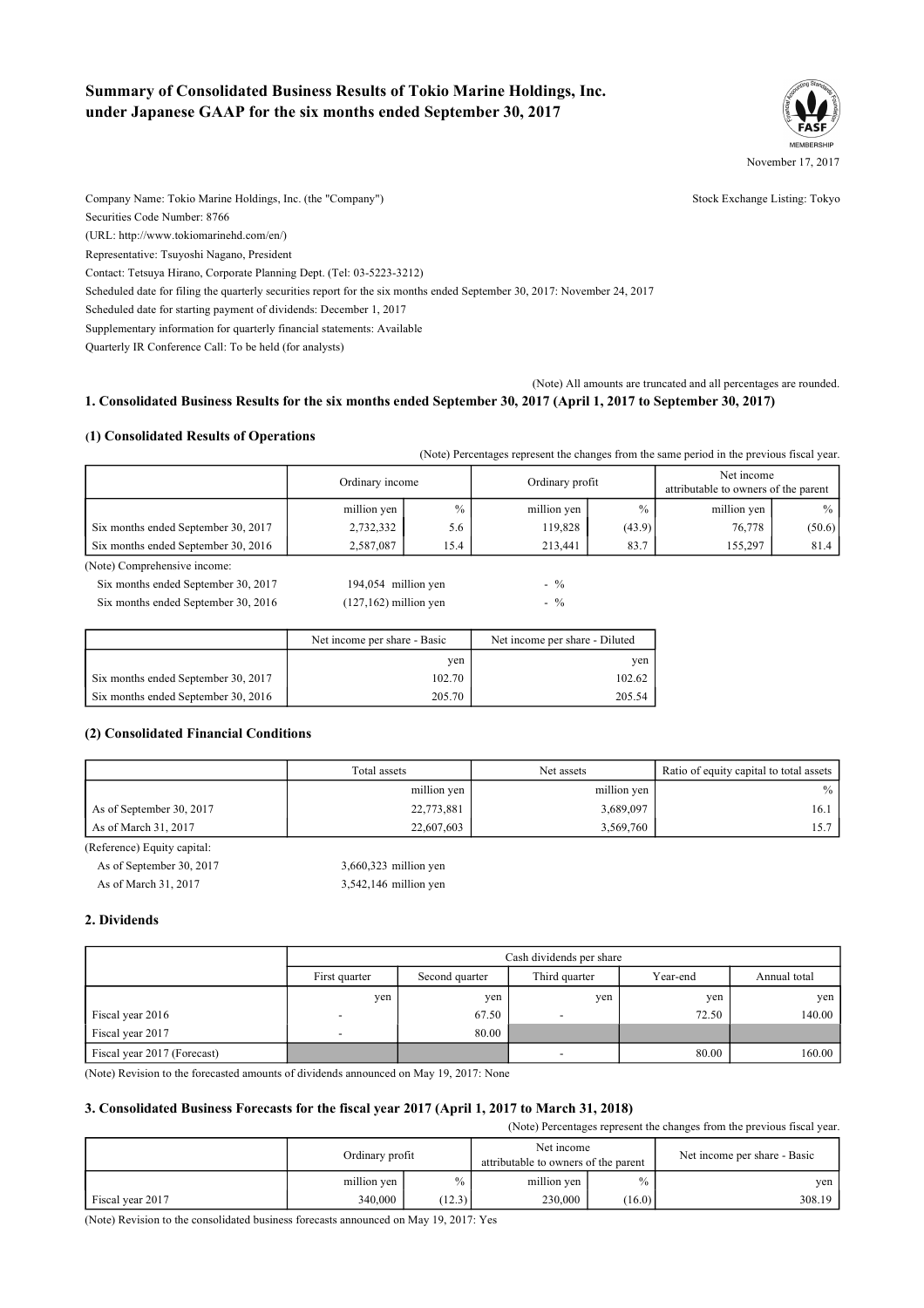# Summary of Consolidated Business Results of Tokio Marine Holdings, Inc. under Japanese GAAP for the six months ended September 30, 2017

November 17, 2017

Company Name: Tokio Marine Holdings, Inc. (the "Company")  
Stock Exchange Listing: Tokyo  
Securities Code Number: 8766  
(URL: http://www.tokiomarinehd.com/en/)  
Representative: Tsuyoshi Nagano, President  
Contact: Tetsuya Hirano, Corporate Planning Dept. (Tel: 03-5223-3212)  
Scheduled date for filing the quarterly securities report for the six months ended September 30, 2017: November 24, 2017  
Scheduled date for starting payment of dividends: December 1, 2017  
Supplementary information for quarterly financial statements: Available  
Quarterly IR Conference Call: To be held (for analysts)

(Note) All amounts are truncated and all percentages are rounded.

## 1. Consolidated Business Results for the six months ended September 30, 2017 (April 1, 2017 to September 30, 2017)

### (1) Consolidated Results of Operations

(Note) Percentages represent the changes from the same period in the previous fiscal year.

| | Ordinary income | | Ordinary profit | | Net income attributable to owners of the parent | |
|---|---|---|---|---|---|---|
| | million yen | % | million yen | % | million yen | % |
| Six months ended September 30, 2017 | 2,732,332 | 5.6 | 119,828 | (43.9) | 76,778 | (50.6) |
| Six months ended September 30, 2016 | 2,587,087 | 15.4 | 213,441 | 83.7 | 155,297 | 81.4 |

(Note) Comprehensive income:  
Six months ended September 30, 2017 194,054 million yen - %  
Six months ended September 30, 2016 (127,162) million yen - %

| | Net income per share - Basic | Net income per share - Diluted |
|---|---|---|
| | yen | yen |
| Six months ended September 30, 2017 | 102.70 | 102.62 |
| Six months ended September 30, 2016 | 205.70 | 205.54 |

### (2) Consolidated Financial Conditions

| | Total assets | Net assets | Ratio of equity capital to total assets |
|---|---|---|---|
| | million yen | million yen | % |
| As of September 30, 2017 | 22,773,881 | 3,689,097 | 16.1 |
| As of March 31, 2017 | 22,607,603 | 3,569,760 | 15.7 |

(Reference) Equity capital:  
As of September 30, 2017 3,660,323 million yen  
As of March 31, 2017 3,542,146 million yen

## 2. Dividends

| | Cash dividends per share | | | | |
|---|---|---|---|---|---|
| | First quarter | Second quarter | Third quarter | Year-end | Annual total |
| | yen | yen | yen | yen | yen |
| Fiscal year 2016 | - | 67.50 | - | 72.50 | 140.00 |
| Fiscal year 2017 | - | 80.00 | | | |
| Fiscal year 2017 (Forecast) | | | - | 80.00 | 160.00 |

(Note) Revision to the forecasted amounts of dividends announced on May 19, 2017: None

## 3. Consolidated Business Forecasts for the fiscal year 2017 (April 1, 2017 to March 31, 2018)

(Note) Percentages represent the changes from the previous fiscal year.

| | Ordinary profit | | Net income attributable to owners of the parent | | Net income per share - Basic |
|---|---|---|---|---|---|
| | million yen | % | million yen | % | yen |
| Fiscal year 2017 | 340,000 | (12.3) | 230,000 | (16.0) | 308.19 |

(Note) Revision to the consolidated business forecasts announced on May 19, 2017: Yes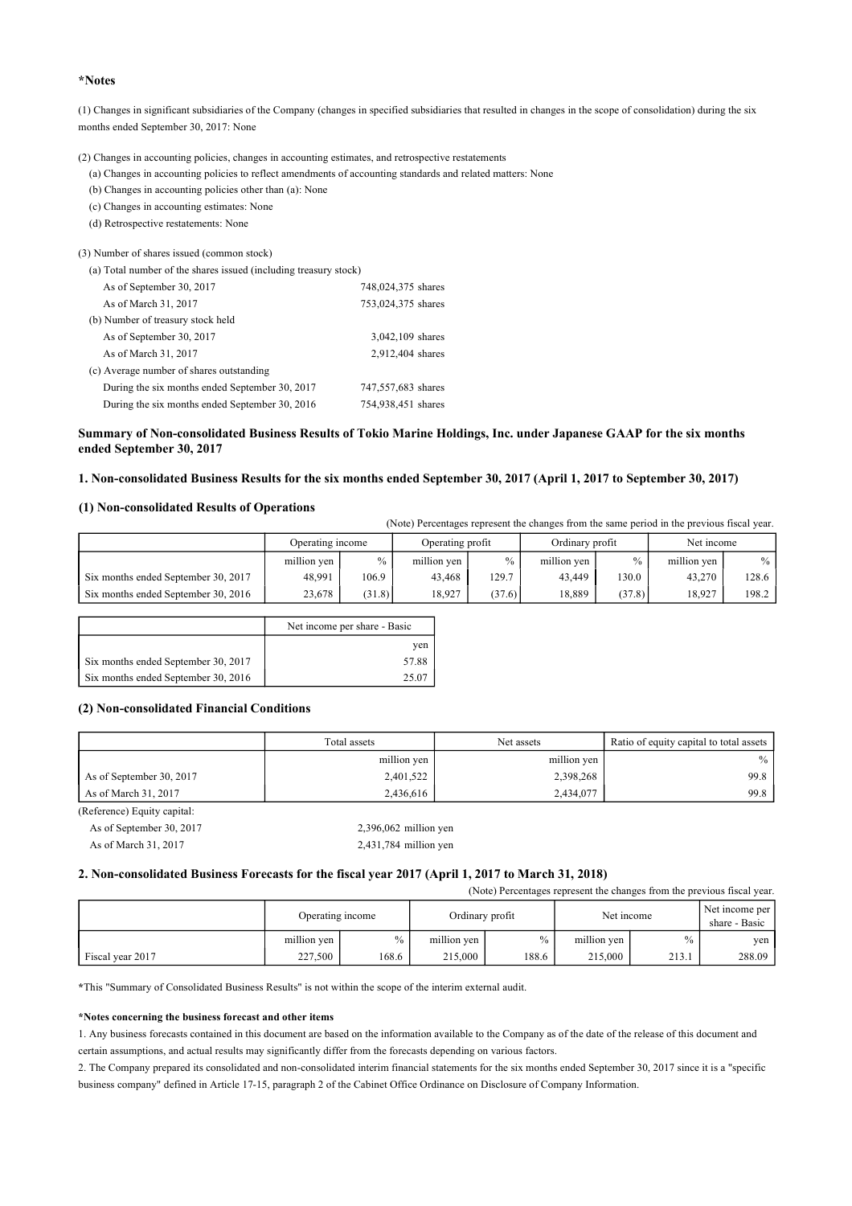**\*Notes**

(1) Changes in significant subsidiaries of the Company (changes in specified subsidiaries that resulted in changes in the scope of consolidation) during the six months ended September 30, 2017: None

(2) Changes in accounting policies, changes in accounting estimates, and retrospective restatements

(a) Changes in accounting policies to reflect amendments of accounting standards and related matters: None

(b) Changes in accounting policies other than (a): None

(c) Changes in accounting estimates: None

(d) Retrospective restatements: None

(3) Number of shares issued (common stock)

(a) Total number of the shares issued (including treasury stock)

| | |
|---|---|
| As of September 30, 2017 | 748,024,375 shares |
| As of March 31, 2017 | 753,024,375 shares |

(b) Number of treasury stock held

| | |
|---|---|
| As of September 30, 2017 | 3,042,109 shares |
| As of March 31, 2017 | 2,912,404 shares |

(c) Average number of shares outstanding

| | |
|---|---|
| During the six months ended September 30, 2017 | 747,557,683 shares |
| During the six months ended September 30, 2016 | 754,938,451 shares |

## Summary of Non-consolidated Business Results of Tokio Marine Holdings, Inc. under Japanese GAAP for the six months ended September 30, 2017

### 1. Non-consolidated Business Results for the six months ended September 30, 2017 (April 1, 2017 to September 30, 2017)

#### (1) Non-consolidated Results of Operations

(Note) Percentages represent the changes from the same period in the previous fiscal year.

| | Operating income | | Operating profit | | Ordinary profit | | Net income | |
|---|---|---|---|---|---|---|---|---|
| | million yen | % | million yen | % | million yen | % | million yen | % |
| Six months ended September 30, 2017 | 48,991 | 106.9 | 43,468 | 129.7 | 43,449 | 130.0 | 43,270 | 128.6 |
| Six months ended September 30, 2016 | 23,678 | (31.8) | 18,927 | (37.6) | 18,889 | (37.8) | 18,927 | 198.2 |

| | Net income per share - Basic |
|---|---|
| | yen |
| Six months ended September 30, 2017 | 57.88 |
| Six months ended September 30, 2016 | 25.07 |

#### (2) Non-consolidated Financial Conditions

| | Total assets | Net assets | Ratio of equity capital to total assets |
|---|---|---|---|
| | million yen | million yen | % |
| As of September 30, 2017 | 2,401,522 | 2,398,268 | 99.8 |
| As of March 31, 2017 | 2,436,616 | 2,434,077 | 99.8 |

(Reference) Equity capital:

| | |
|---|---|
| As of September 30, 2017 | 2,396,062 million yen |
| As of March 31, 2017 | 2,431,784 million yen |

### 2. Non-consolidated Business Forecasts for the fiscal year 2017 (April 1, 2017 to March 31, 2018)

(Note) Percentages represent the changes from the previous fiscal year.

| | Operating income | | Ordinary profit | | Net income | | Net income per share - Basic |
|---|---|---|---|---|---|---|---|
| | million yen | % | million yen | % | million yen | % | yen |
| Fiscal year 2017 | 227,500 | 168.6 | 215,000 | 188.6 | 215,000 | 213.1 | 288.09 |

\*This "Summary of Consolidated Business Results" is not within the scope of the interim external audit.

**\*Notes concerning the business forecast and other items**

1. Any business forecasts contained in this document are based on the information available to the Company as of the date of the release of this document and certain assumptions, and actual results may significantly differ from the forecasts depending on various factors.

2. The Company prepared its consolidated and non-consolidated interim financial statements for the six months ended September 30, 2017 since it is a "specific business company" defined in Article 17-15, paragraph 2 of the Cabinet Office Ordinance on Disclosure of Company Information.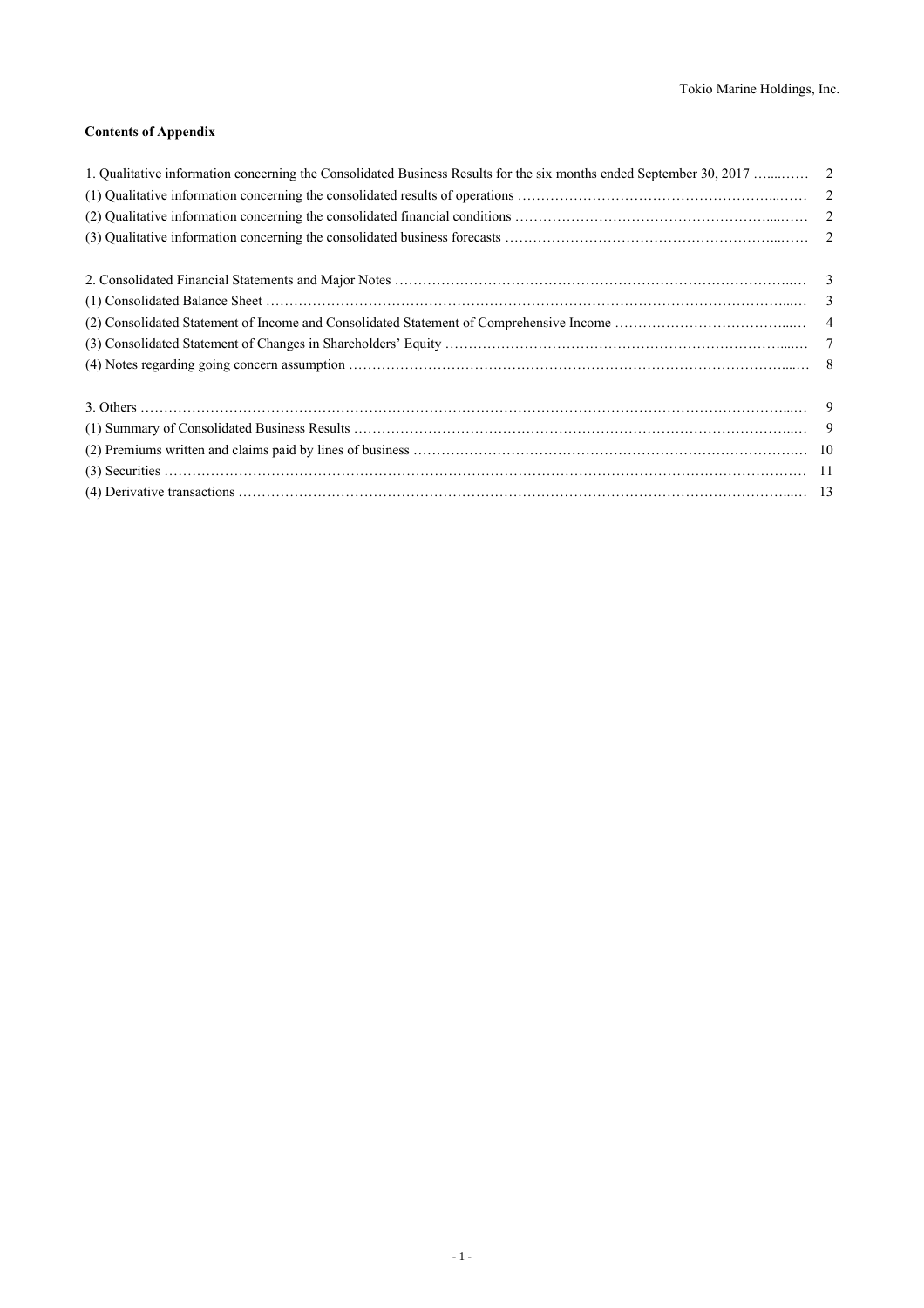**Contents of Appendix**

| | |
|---|---|
| 1. Qualitative information concerning the Consolidated Business Results for the six months ended September 30, 2017 | 2 |
| (1) Qualitative information concerning the consolidated results of operations | 2 |
| (2) Qualitative information concerning the consolidated financial conditions | 2 |
| (3) Qualitative information concerning the consolidated business forecasts | 2 |
| | |
| 2. Consolidated Financial Statements and Major Notes | 3 |
| (1) Consolidated Balance Sheet | 3 |
| (2) Consolidated Statement of Income and Consolidated Statement of Comprehensive Income | 4 |
| (3) Consolidated Statement of Changes in Shareholders' Equity | 7 |
| (4) Notes regarding going concern assumption | 8 |
| | |
| 3. Others | 9 |
| (1) Summary of Consolidated Business Results | 9 |
| (2) Premiums written and claims paid by lines of business | 10 |
| (3) Securities | 11 |
| (4) Derivative transactions | 13 |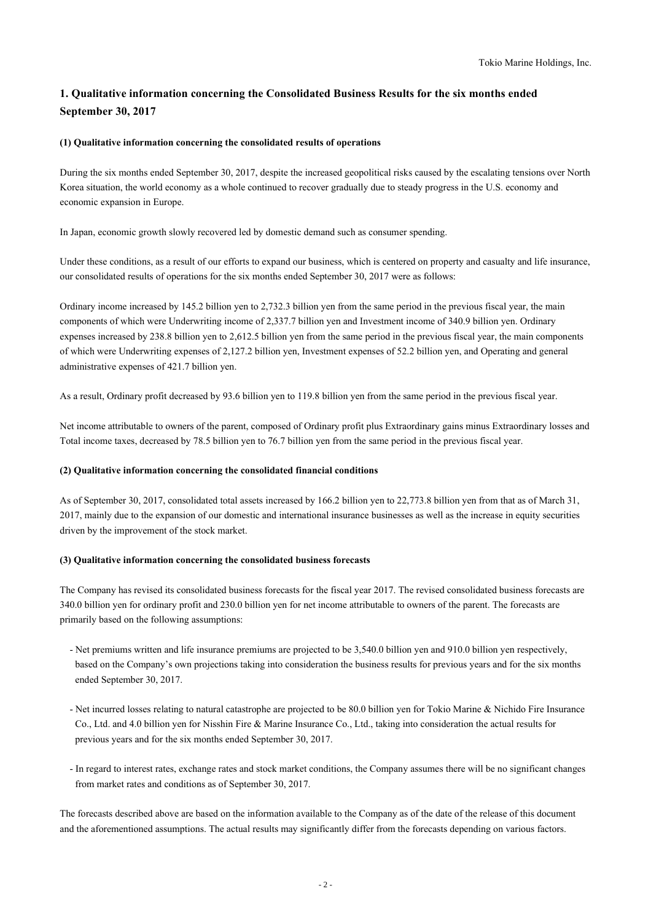## 1. Qualitative information concerning the Consolidated Business Results for the six months ended September 30, 2017

### (1) Qualitative information concerning the consolidated results of operations

During the six months ended September 30, 2017, despite the increased geopolitical risks caused by the escalating tensions over North Korea situation, the world economy as a whole continued to recover gradually due to steady progress in the U.S. economy and economic expansion in Europe.

In Japan, economic growth slowly recovered led by domestic demand such as consumer spending.

Under these conditions, as a result of our efforts to expand our business, which is centered on property and casualty and life insurance, our consolidated results of operations for the six months ended September 30, 2017 were as follows:

Ordinary income increased by 145.2 billion yen to 2,732.3 billion yen from the same period in the previous fiscal year, the main components of which were Underwriting income of 2,337.7 billion yen and Investment income of 340.9 billion yen. Ordinary expenses increased by 238.8 billion yen to 2,612.5 billion yen from the same period in the previous fiscal year, the main components of which were Underwriting expenses of 2,127.2 billion yen, Investment expenses of 52.2 billion yen, and Operating and general administrative expenses of 421.7 billion yen.

As a result, Ordinary profit decreased by 93.6 billion yen to 119.8 billion yen from the same period in the previous fiscal year.

Net income attributable to owners of the parent, composed of Ordinary profit plus Extraordinary gains minus Extraordinary losses and Total income taxes, decreased by 78.5 billion yen to 76.7 billion yen from the same period in the previous fiscal year.

### (2) Qualitative information concerning the consolidated financial conditions

As of September 30, 2017, consolidated total assets increased by 166.2 billion yen to 22,773.8 billion yen from that as of March 31, 2017, mainly due to the expansion of our domestic and international insurance businesses as well as the increase in equity securities driven by the improvement of the stock market.

### (3) Qualitative information concerning the consolidated business forecasts

The Company has revised its consolidated business forecasts for the fiscal year 2017. The revised consolidated business forecasts are 340.0 billion yen for ordinary profit and 230.0 billion yen for net income attributable to owners of the parent. The forecasts are primarily based on the following assumptions:

- Net premiums written and life insurance premiums are projected to be 3,540.0 billion yen and 910.0 billion yen respectively, based on the Company's own projections taking into consideration the business results for previous years and for the six months ended September 30, 2017.
- Net incurred losses relating to natural catastrophe are projected to be 80.0 billion yen for Tokio Marine & Nichido Fire Insurance Co., Ltd. and 4.0 billion yen for Nisshin Fire & Marine Insurance Co., Ltd., taking into consideration the actual results for previous years and for the six months ended September 30, 2017.
- In regard to interest rates, exchange rates and stock market conditions, the Company assumes there will be no significant changes from market rates and conditions as of September 30, 2017.

The forecasts described above are based on the information available to the Company as of the date of the release of this document and the aforementioned assumptions. The actual results may significantly differ from the forecasts depending on various factors.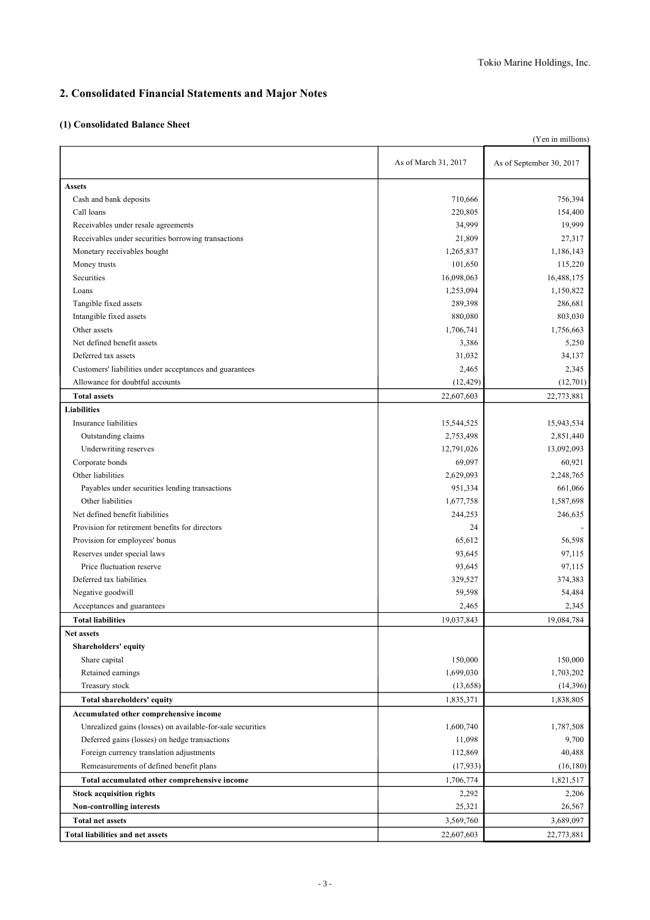## 2. Consolidated Financial Statements and Major Notes

### (1) Consolidated Balance Sheet

(Yen in millions)

| | As of March 31, 2017 | As of September 30, 2017 |
|---|---|---|
| **Assets** | | |
| Cash and bank deposits | 710,666 | 756,394 |
| Call loans | 220,805 | 154,400 |
| Receivables under resale agreements | 34,999 | 19,999 |
| Receivables under securities borrowing transactions | 21,809 | 27,317 |
| Monetary receivables bought | 1,265,837 | 1,186,143 |
| Money trusts | 101,650 | 115,220 |
| Securities | 16,098,063 | 16,488,175 |
| Loans | 1,253,094 | 1,150,822 |
| Tangible fixed assets | 289,398 | 286,681 |
| Intangible fixed assets | 880,080 | 803,030 |
| Other assets | 1,706,741 | 1,756,663 |
| Net defined benefit assets | 3,386 | 5,250 |
| Deferred tax assets | 31,032 | 34,137 |
| Customers' liabilities under acceptances and guarantees | 2,465 | 2,345 |
| Allowance for doubtful accounts | (12,429) | (12,701) |
| **Total assets** | 22,607,603 | 22,773,881 |
| **Liabilities** | | |
| Insurance liabilities | 15,544,525 | 15,943,534 |
| Outstanding claims | 2,753,498 | 2,851,440 |
| Underwriting reserves | 12,791,026 | 13,092,093 |
| Corporate bonds | 69,097 | 60,921 |
| Other liabilities | 2,629,093 | 2,248,765 |
| Payables under securities lending transactions | 951,334 | 661,066 |
| Other liabilities | 1,677,758 | 1,587,698 |
| Net defined benefit liabilities | 244,253 | 246,635 |
| Provision for retirement benefits for directors | 24 | - |
| Provision for employees' bonus | 65,612 | 56,598 |
| Reserves under special laws | 93,645 | 97,115 |
| Price fluctuation reserve | 93,645 | 97,115 |
| Deferred tax liabilities | 329,527 | 374,383 |
| Negative goodwill | 59,598 | 54,484 |
| Acceptances and guarantees | 2,465 | 2,345 |
| **Total liabilities** | 19,037,843 | 19,084,784 |
| **Net assets** | | |
| **Shareholders' equity** | | |
| Share capital | 150,000 | 150,000 |
| Retained earnings | 1,699,030 | 1,703,202 |
| Treasury stock | (13,658) | (14,396) |
| **Total shareholders' equity** | 1,835,371 | 1,838,805 |
| **Accumulated other comprehensive income** | | |
| Unrealized gains (losses) on available-for-sale securities | 1,600,740 | 1,787,508 |
| Deferred gains (losses) on hedge transactions | 11,098 | 9,700 |
| Foreign currency translation adjustments | 112,869 | 40,488 |
| Remeasurements of defined benefit plans | (17,933) | (16,180) |
| **Total accumulated other comprehensive income** | 1,706,774 | 1,821,517 |
| **Stock acquisition rights** | 2,292 | 2,206 |
| **Non-controlling interests** | 25,321 | 26,567 |
| **Total net assets** | 3,569,760 | 3,689,097 |
| **Total liabilities and net assets** | 22,607,603 | 22,773,881 |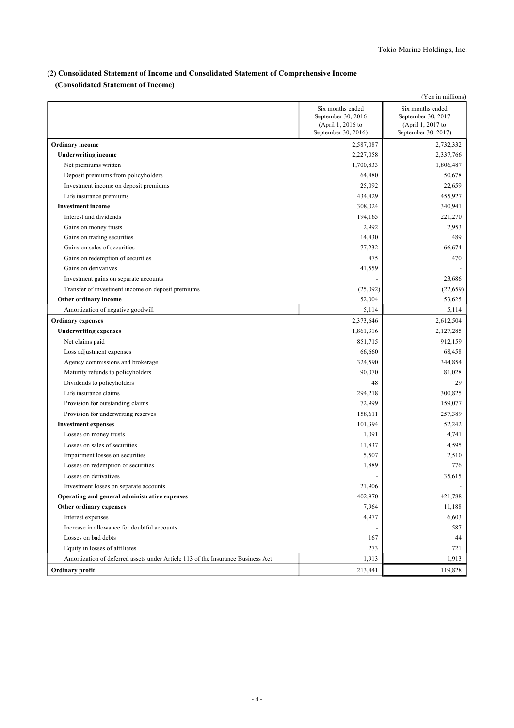## (2) Consolidated Statement of Income and Consolidated Statement of Comprehensive Income

### (Consolidated Statement of Income)

(Yen in millions)

| | Six months ended September 30, 2016 (April 1, 2016 to September 30, 2016) | Six months ended September 30, 2017 (April 1, 2017 to September 30, 2017) |
|---|---|---|
| **Ordinary income** | 2,587,087 | 2,732,332 |
| **Underwriting income** | 2,227,058 | 2,337,766 |
| Net premiums written | 1,700,833 | 1,806,487 |
| Deposit premiums from policyholders | 64,480 | 50,678 |
| Investment income on deposit premiums | 25,092 | 22,659 |
| Life insurance premiums | 434,429 | 455,927 |
| **Investment income** | 308,024 | 340,941 |
| Interest and dividends | 194,165 | 221,270 |
| Gains on money trusts | 2,992 | 2,953 |
| Gains on trading securities | 14,430 | 489 |
| Gains on sales of securities | 77,232 | 66,674 |
| Gains on redemption of securities | 475 | 470 |
| Gains on derivatives | 41,559 | - |
| Investment gains on separate accounts | - | 23,686 |
| Transfer of investment income on deposit premiums | (25,092) | (22,659) |
| **Other ordinary income** | 52,004 | 53,625 |
| Amortization of negative goodwill | 5,114 | 5,114 |
| **Ordinary expenses** | 2,373,646 | 2,612,504 |
| **Underwriting expenses** | 1,861,316 | 2,127,285 |
| Net claims paid | 851,715 | 912,159 |
| Loss adjustment expenses | 66,660 | 68,458 |
| Agency commissions and brokerage | 324,590 | 344,854 |
| Maturity refunds to policyholders | 90,070 | 81,028 |
| Dividends to policyholders | 48 | 29 |
| Life insurance claims | 294,218 | 300,825 |
| Provision for outstanding claims | 72,999 | 159,077 |
| Provision for underwriting reserves | 158,611 | 257,389 |
| **Investment expenses** | 101,394 | 52,242 |
| Losses on money trusts | 1,091 | 4,741 |
| Losses on sales of securities | 11,837 | 4,595 |
| Impairment losses on securities | 5,507 | 2,510 |
| Losses on redemption of securities | 1,889 | 776 |
| Losses on derivatives | - | 35,615 |
| Investment losses on separate accounts | 21,906 | - |
| **Operating and general administrative expenses** | 402,970 | 421,788 |
| **Other ordinary expenses** | 7,964 | 11,188 |
| Interest expenses | 4,977 | 6,603 |
| Increase in allowance for doubtful accounts | - | 587 |
| Losses on bad debts | 167 | 44 |
| Equity in losses of affiliates | 273 | 721 |
| Amortization of deferred assets under Article 113 of the Insurance Business Act | 1,913 | 1,913 |
| **Ordinary profit** | 213,441 | 119,828 |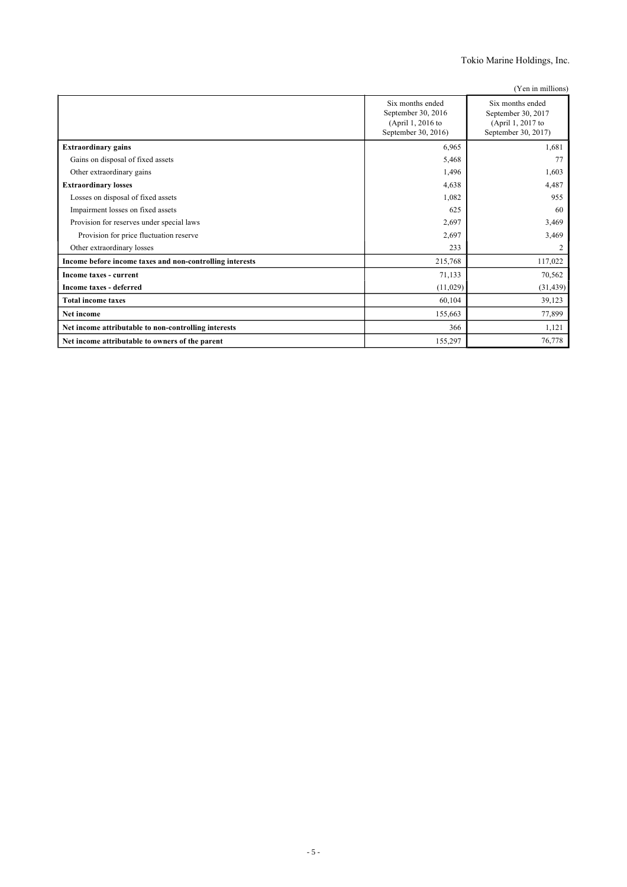(Yen in millions)

| | Six months ended September 30, 2016 (April 1, 2016 to September 30, 2016) | Six months ended September 30, 2017 (April 1, 2017 to September 30, 2017) |
|---|---|---|
| **Extraordinary gains** | 6,965 | 1,681 |
| Gains on disposal of fixed assets | 5,468 | 77 |
| Other extraordinary gains | 1,496 | 1,603 |
| **Extraordinary losses** | 4,638 | 4,487 |
| Losses on disposal of fixed assets | 1,082 | 955 |
| Impairment losses on fixed assets | 625 | 60 |
| Provision for reserves under special laws | 2,697 | 3,469 |
| Provision for price fluctuation reserve | 2,697 | 3,469 |
| Other extraordinary losses | 233 | 2 |
| **Income before income taxes and non-controlling interests** | 215,768 | 117,022 |
| **Income taxes - current** | 71,133 | 70,562 |
| **Income taxes - deferred** | (11,029) | (31,439) |
| **Total income taxes** | 60,104 | 39,123 |
| **Net income** | 155,663 | 77,899 |
| **Net income attributable to non-controlling interests** | 366 | 1,121 |
| **Net income attributable to owners of the parent** | 155,297 | 76,778 |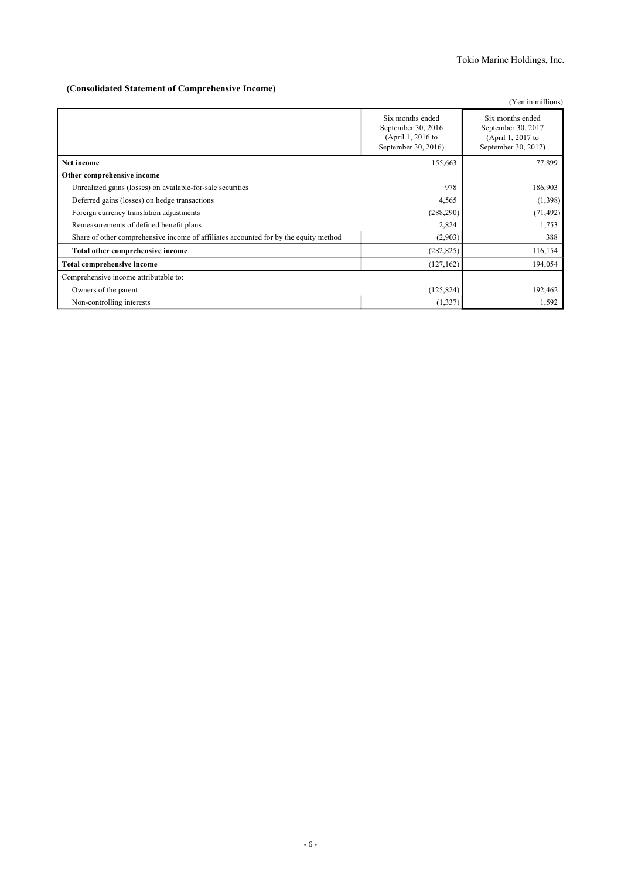## (Consolidated Statement of Comprehensive Income)

(Yen in millions)

| | Six months ended September 30, 2016 (April 1, 2016 to September 30, 2016) | Six months ended September 30, 2017 (April 1, 2017 to September 30, 2017) |
|---|---|---|
| **Net income** | 155,663 | 77,899 |
| **Other comprehensive income** | | |
| Unrealized gains (losses) on available-for-sale securities | 978 | 186,903 |
| Deferred gains (losses) on hedge transactions | 4,565 | (1,398) |
| Foreign currency translation adjustments | (288,290) | (71,492) |
| Remeasurements of defined benefit plans | 2,824 | 1,753 |
| Share of other comprehensive income of affiliates accounted for by the equity method | (2,903) | 388 |
| **Total other comprehensive income** | (282,825) | 116,154 |
| **Total comprehensive income** | (127,162) | 194,054 |
| Comprehensive income attributable to: | | |
| Owners of the parent | (125,824) | 192,462 |
| Non-controlling interests | (1,337) | 1,592 |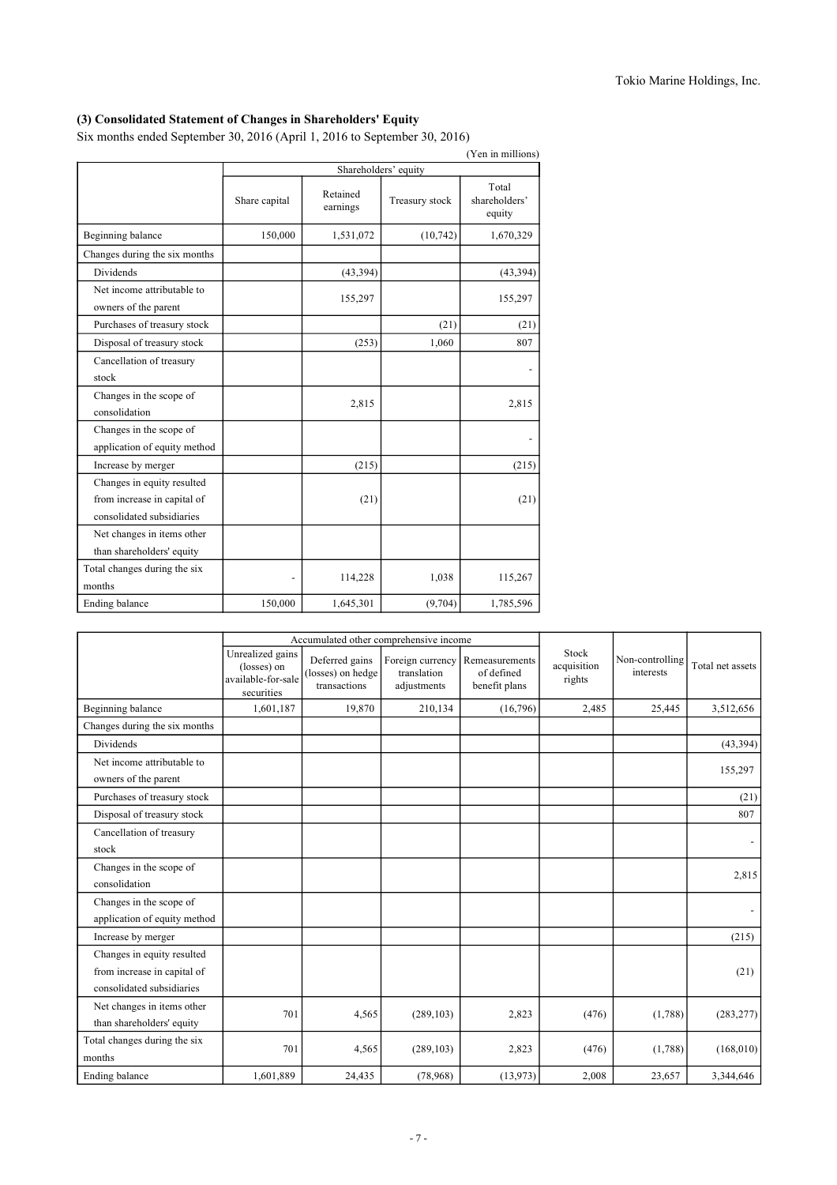### (3) Consolidated Statement of Changes in Shareholders' Equity

Six months ended September 30, 2016 (April 1, 2016 to September 30, 2016)

(Yen in millions)

| | Shareholders' equity | | | |
|---|---|---|---|---|
| | Share capital | Retained earnings | Treasury stock | Total shareholders' equity |
| Beginning balance | 150,000 | 1,531,072 | (10,742) | 1,670,329 |
| Changes during the six months | | | | |
| Dividends | | (43,394) | | (43,394) |
| Net income attributable to owners of the parent | | 155,297 | | 155,297 |
| Purchases of treasury stock | | | (21) | (21) |
| Disposal of treasury stock | | (253) | 1,060 | 807 |
| Cancellation of treasury stock | | | | - |
| Changes in the scope of consolidation | | 2,815 | | 2,815 |
| Changes in the scope of application of equity method | | | | - |
| Increase by merger | | (215) | | (215) |
| Changes in equity resulted from increase in capital of consolidated subsidiaries | | (21) | | (21) |
| Net changes in items other than shareholders' equity | | | | |
| Total changes during the six months | - | 114,228 | 1,038 | 115,267 |
| Ending balance | 150,000 | 1,645,301 | (9,704) | 1,785,596 |

| | Accumulated other comprehensive income | | | | Stock acquisition rights | Non-controlling interests | Total net assets |
|---|---|---|---|---|---|---|---|
| | Unrealized gains (losses) on available-for-sale securities | Deferred gains (losses) on hedge transactions | Foreign currency translation adjustments | Remeasurements of defined benefit plans | | | |
| Beginning balance | 1,601,187 | 19,870 | 210,134 | (16,796) | 2,485 | 25,445 | 3,512,656 |
| Changes during the six months | | | | | | | |
| Dividends | | | | | | | (43,394) |
| Net income attributable to owners of the parent | | | | | | | 155,297 |
| Purchases of treasury stock | | | | | | | (21) |
| Disposal of treasury stock | | | | | | | 807 |
| Cancellation of treasury stock | | | | | | | - |
| Changes in the scope of consolidation | | | | | | | 2,815 |
| Changes in the scope of application of equity method | | | | | | | - |
| Increase by merger | | | | | | | (215) |
| Changes in equity resulted from increase in capital of consolidated subsidiaries | | | | | | | (21) |
| Net changes in items other than shareholders' equity | 701 | 4,565 | (289,103) | 2,823 | (476) | (1,788) | (283,277) |
| Total changes during the six months | 701 | 4,565 | (289,103) | 2,823 | (476) | (1,788) | (168,010) |
| Ending balance | 1,601,889 | 24,435 | (78,968) | (13,973) | 2,008 | 23,657 | 3,344,646 |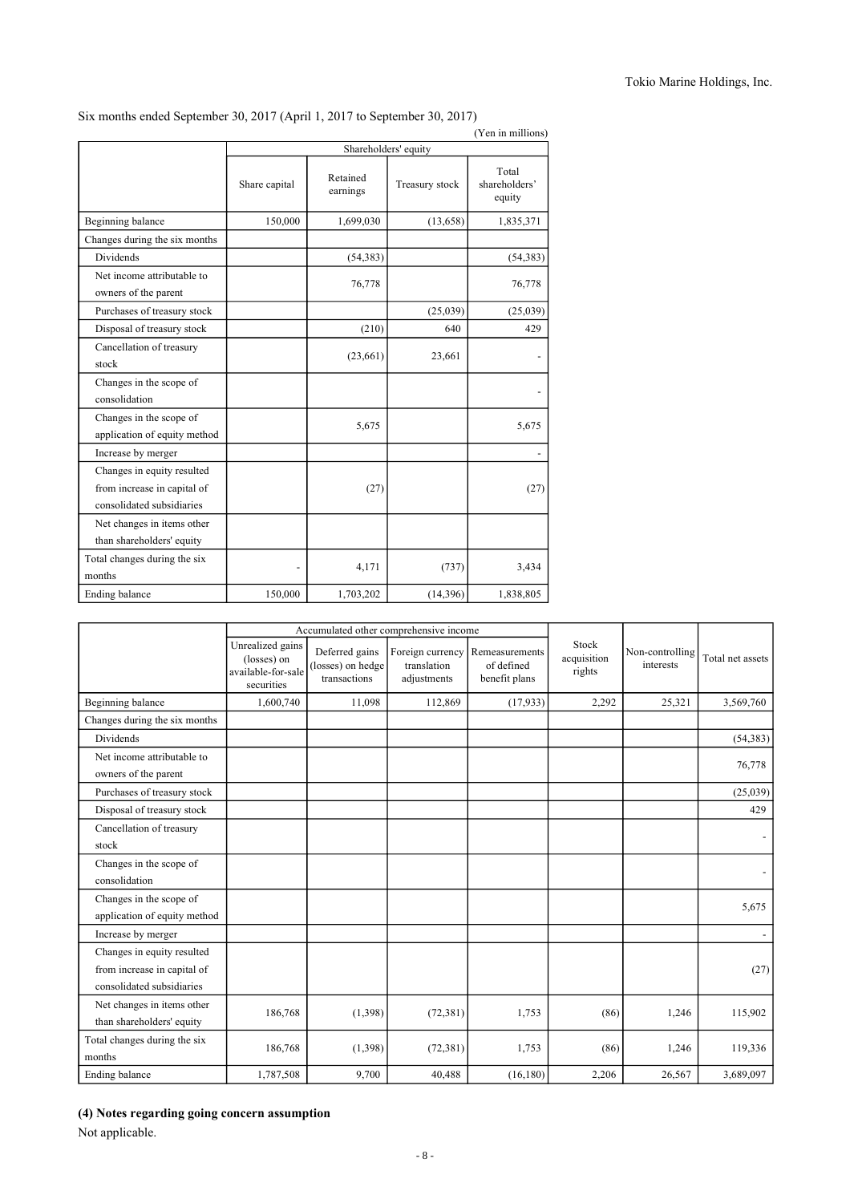Six months ended September 30, 2017 (April 1, 2017 to September 30, 2017)

(Yen in millions)

| | Shareholders' equity | | | |
|---|---|---|---|---|
| | Share capital | Retained earnings | Treasury stock | Total shareholders' equity |
| Beginning balance | 150,000 | 1,699,030 | (13,658) | 1,835,371 |
| Changes during the six months | | | | |
| Dividends | | (54,383) | | (54,383) |
| Net income attributable to owners of the parent | | 76,778 | | 76,778 |
| Purchases of treasury stock | | | (25,039) | (25,039) |
| Disposal of treasury stock | | (210) | 640 | 429 |
| Cancellation of treasury stock | | (23,661) | 23,661 | - |
| Changes in the scope of consolidation | | | | - |
| Changes in the scope of application of equity method | | 5,675 | | 5,675 |
| Increase by merger | | | | - |
| Changes in equity resulted from increase in capital of consolidated subsidiaries | | (27) | | (27) |
| Net changes in items other than shareholders' equity | | | | |
| Total changes during the six months | - | 4,171 | (737) | 3,434 |
| Ending balance | 150,000 | 1,703,202 | (14,396) | 1,838,805 |

| | Accumulated other comprehensive income | | | | Stock acquisition rights | Non-controlling interests | Total net assets |
|---|---|---|---|---|---|---|---|
| | Unrealized gains (losses) on available-for-sale securities | Deferred gains (losses) on hedge transactions | Foreign currency translation adjustments | Remeasurements of defined benefit plans | | | |
| Beginning balance | 1,600,740 | 11,098 | 112,869 | (17,933) | 2,292 | 25,321 | 3,569,760 |
| Changes during the six months | | | | | | | |
| Dividends | | | | | | | (54,383) |
| Net income attributable to owners of the parent | | | | | | | 76,778 |
| Purchases of treasury stock | | | | | | | (25,039) |
| Disposal of treasury stock | | | | | | | 429 |
| Cancellation of treasury stock | | | | | | | - |
| Changes in the scope of consolidation | | | | | | | - |
| Changes in the scope of application of equity method | | | | | | | 5,675 |
| Increase by merger | | | | | | | - |
| Changes in equity resulted from increase in capital of consolidated subsidiaries | | | | | | | (27) |
| Net changes in items other than shareholders' equity | 186,768 | (1,398) | (72,381) | 1,753 | (86) | 1,246 | 115,902 |
| Total changes during the six months | 186,768 | (1,398) | (72,381) | 1,753 | (86) | 1,246 | 119,336 |
| Ending balance | 1,787,508 | 9,700 | 40,488 | (16,180) | 2,206 | 26,567 | 3,689,097 |

**(4) Notes regarding going concern assumption**

Not applicable.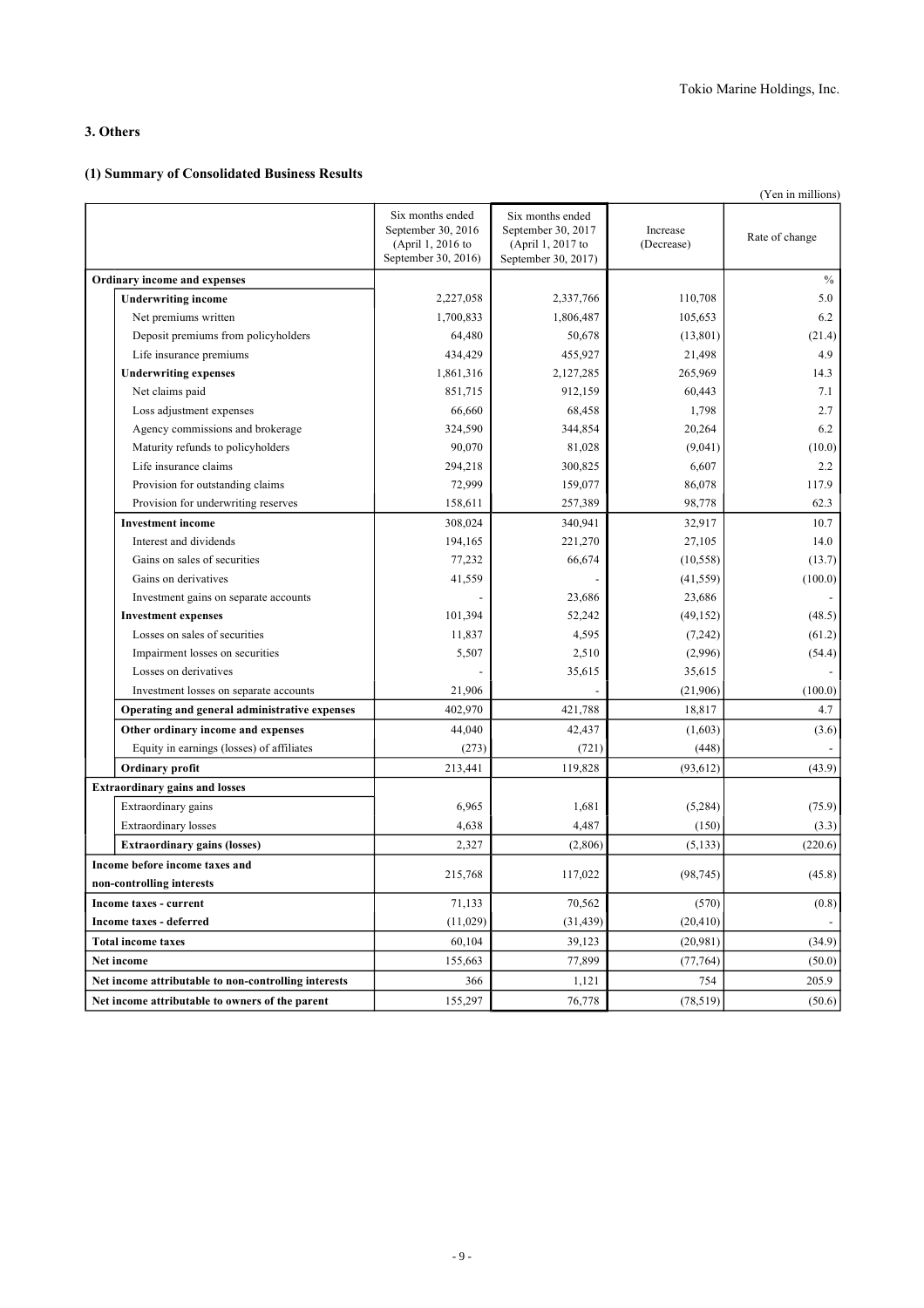## 3. Others

### (1) Summary of Consolidated Business Results

(Yen in millions)

| | Six months ended September 30, 2016 (April 1, 2016 to September 30, 2016) | Six months ended September 30, 2017 (April 1, 2017 to September 30, 2017) | Increase (Decrease) | Rate of change |
|---|---|---|---|---|
| **Ordinary income and expenses** | | | | % |
| **Underwriting income** | 2,227,058 | 2,337,766 | 110,708 | 5.0 |
| Net premiums written | 1,700,833 | 1,806,487 | 105,653 | 6.2 |
| Deposit premiums from policyholders | 64,480 | 50,678 | (13,801) | (21.4) |
| Life insurance premiums | 434,429 | 455,927 | 21,498 | 4.9 |
| **Underwriting expenses** | 1,861,316 | 2,127,285 | 265,969 | 14.3 |
| Net claims paid | 851,715 | 912,159 | 60,443 | 7.1 |
| Loss adjustment expenses | 66,660 | 68,458 | 1,798 | 2.7 |
| Agency commissions and brokerage | 324,590 | 344,854 | 20,264 | 6.2 |
| Maturity refunds to policyholders | 90,070 | 81,028 | (9,041) | (10.0) |
| Life insurance claims | 294,218 | 300,825 | 6,607 | 2.2 |
| Provision for outstanding claims | 72,999 | 159,077 | 86,078 | 117.9 |
| Provision for underwriting reserves | 158,611 | 257,389 | 98,778 | 62.3 |
| **Investment income** | 308,024 | 340,941 | 32,917 | 10.7 |
| Interest and dividends | 194,165 | 221,270 | 27,105 | 14.0 |
| Gains on sales of securities | 77,232 | 66,674 | (10,558) | (13.7) |
| Gains on derivatives | 41,559 | - | (41,559) | (100.0) |
| Investment gains on separate accounts | - | 23,686 | 23,686 | - |
| **Investment expenses** | 101,394 | 52,242 | (49,152) | (48.5) |
| Losses on sales of securities | 11,837 | 4,595 | (7,242) | (61.2) |
| Impairment losses on securities | 5,507 | 2,510 | (2,996) | (54.4) |
| Losses on derivatives | - | 35,615 | 35,615 | - |
| Investment losses on separate accounts | 21,906 | - | (21,906) | (100.0) |
| **Operating and general administrative expenses** | 402,970 | 421,788 | 18,817 | 4.7 |
| **Other ordinary income and expenses** | 44,040 | 42,437 | (1,603) | (3.6) |
| Equity in earnings (losses) of affiliates | (273) | (721) | (448) | - |
| **Ordinary profit** | 213,441 | 119,828 | (93,612) | (43.9) |
| **Extraordinary gains and losses** | | | | |
| Extraordinary gains | 6,965 | 1,681 | (5,284) | (75.9) |
| Extraordinary losses | 4,638 | 4,487 | (150) | (3.3) |
| **Extraordinary gains (losses)** | 2,327 | (2,806) | (5,133) | (220.6) |
| **Income before income taxes and non-controlling interests** | 215,768 | 117,022 | (98,745) | (45.8) |
| **Income taxes - current** | 71,133 | 70,562 | (570) | (0.8) |
| **Income taxes - deferred** | (11,029) | (31,439) | (20,410) | - |
| **Total income taxes** | 60,104 | 39,123 | (20,981) | (34.9) |
| **Net income** | 155,663 | 77,899 | (77,764) | (50.0) |
| **Net income attributable to non-controlling interests** | 366 | 1,121 | 754 | 205.9 |
| **Net income attributable to owners of the parent** | 155,297 | 76,778 | (78,519) | (50.6) |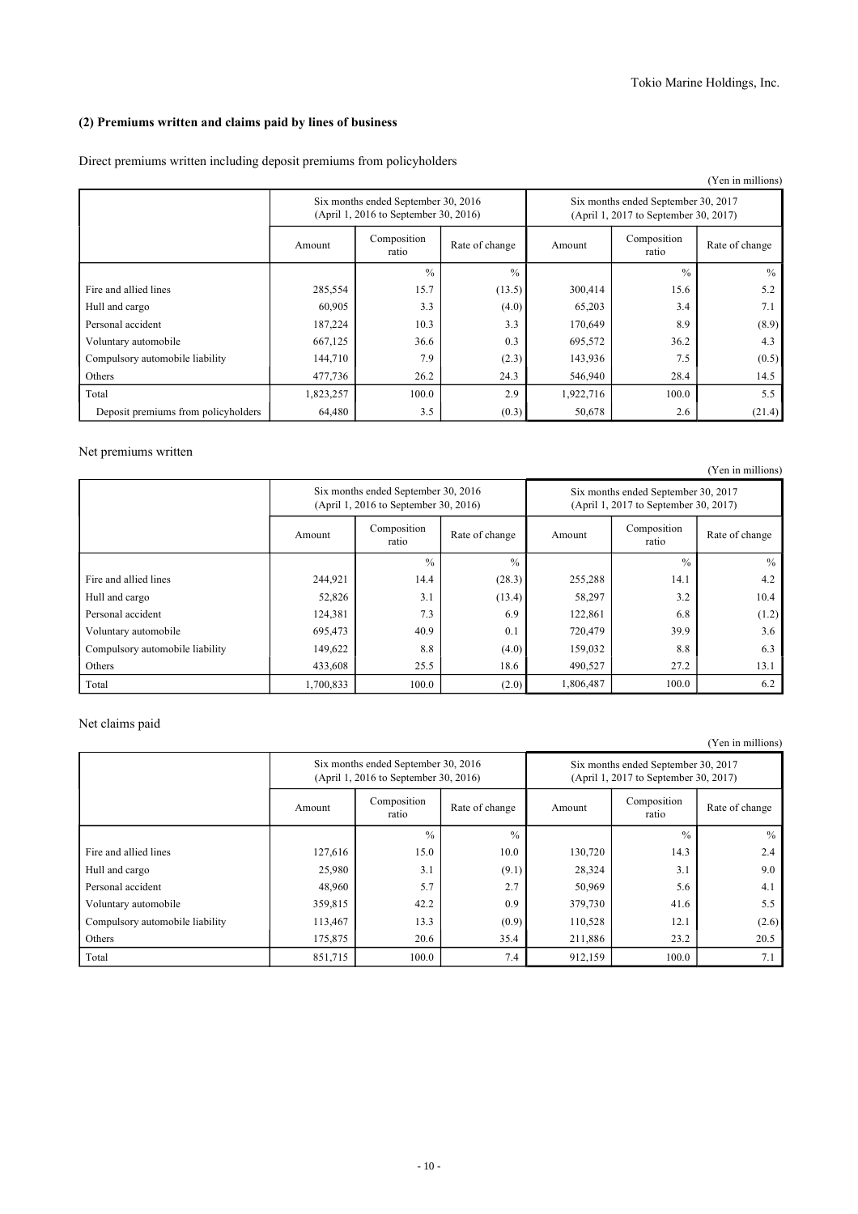### (2) Premiums written and claims paid by lines of business

Direct premiums written including deposit premiums from policyholders

(Yen in millions)

| | Six months ended September 30, 2016 (April 1, 2016 to September 30, 2016) | | | Six months ended September 30, 2017 (April 1, 2017 to September 30, 2017) | | |
|---|---|---|---|---|---|---|
| | Amount | Composition ratio | Rate of change | Amount | Composition ratio | Rate of change |
| | | % | % | | % | % |
| Fire and allied lines | 285,554 | 15.7 | (13.5) | 300,414 | 15.6 | 5.2 |
| Hull and cargo | 60,905 | 3.3 | (4.0) | 65,203 | 3.4 | 7.1 |
| Personal accident | 187,224 | 10.3 | 3.3 | 170,649 | 8.9 | (8.9) |
| Voluntary automobile | 667,125 | 36.6 | 0.3 | 695,572 | 36.2 | 4.3 |
| Compulsory automobile liability | 144,710 | 7.9 | (2.3) | 143,936 | 7.5 | (0.5) |
| Others | 477,736 | 26.2 | 24.3 | 546,940 | 28.4 | 14.5 |
| Total | 1,823,257 | 100.0 | 2.9 | 1,922,716 | 100.0 | 5.5 |
| Deposit premiums from policyholders | 64,480 | 3.5 | (0.3) | 50,678 | 2.6 | (21.4) |

Net premiums written

(Yen in millions)

| | Six months ended September 30, 2016 (April 1, 2016 to September 30, 2016) | | | Six months ended September 30, 2017 (April 1, 2017 to September 30, 2017) | | |
|---|---|---|---|---|---|---|
| | Amount | Composition ratio | Rate of change | Amount | Composition ratio | Rate of change |
| | | % | % | | % | % |
| Fire and allied lines | 244,921 | 14.4 | (28.3) | 255,288 | 14.1 | 4.2 |
| Hull and cargo | 52,826 | 3.1 | (13.4) | 58,297 | 3.2 | 10.4 |
| Personal accident | 124,381 | 7.3 | 6.9 | 122,861 | 6.8 | (1.2) |
| Voluntary automobile | 695,473 | 40.9 | 0.1 | 720,479 | 39.9 | 3.6 |
| Compulsory automobile liability | 149,622 | 8.8 | (4.0) | 159,032 | 8.8 | 6.3 |
| Others | 433,608 | 25.5 | 18.6 | 490,527 | 27.2 | 13.1 |
| Total | 1,700,833 | 100.0 | (2.0) | 1,806,487 | 100.0 | 6.2 |

Net claims paid

(Yen in millions)

| | Six months ended September 30, 2016 (April 1, 2016 to September 30, 2016) | | | Six months ended September 30, 2017 (April 1, 2017 to September 30, 2017) | | |
|---|---|---|---|---|---|---|
| | Amount | Composition ratio | Rate of change | Amount | Composition ratio | Rate of change |
| | | % | % | | % | % |
| Fire and allied lines | 127,616 | 15.0 | 10.0 | 130,720 | 14.3 | 2.4 |
| Hull and cargo | 25,980 | 3.1 | (9.1) | 28,324 | 3.1 | 9.0 |
| Personal accident | 48,960 | 5.7 | 2.7 | 50,969 | 5.6 | 4.1 |
| Voluntary automobile | 359,815 | 42.2 | 0.9 | 379,730 | 41.6 | 5.5 |
| Compulsory automobile liability | 113,467 | 13.3 | (0.9) | 110,528 | 12.1 | (2.6) |
| Others | 175,875 | 20.6 | 35.4 | 211,886 | 23.2 | 20.5 |
| Total | 851,715 | 100.0 | 7.4 | 912,159 | 100.0 | 7.1 |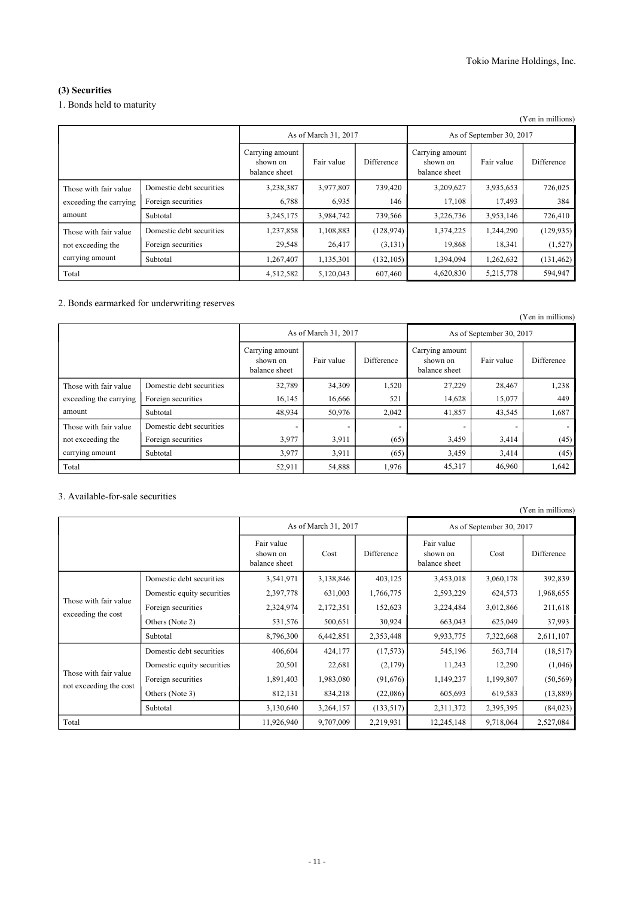### (3) Securities

1. Bonds held to maturity

(Yen in millions)

| | | As of March 31, 2017 | | | As of September 30, 2017 | | |
|---|---|---|---|---|---|---|---|
| | | Carrying amount shown on balance sheet | Fair value | Difference | Carrying amount shown on balance sheet | Fair value | Difference |
| Those with fair value exceeding the carrying amount | Domestic debt securities | 3,238,387 | 3,977,807 | 739,420 | 3,209,627 | 3,935,653 | 726,025 |
| | Foreign securities | 6,788 | 6,935 | 146 | 17,108 | 17,493 | 384 |
| | Subtotal | 3,245,175 | 3,984,742 | 739,566 | 3,226,736 | 3,953,146 | 726,410 |
| Those with fair value not exceeding the carrying amount | Domestic debt securities | 1,237,858 | 1,108,883 | (128,974) | 1,374,225 | 1,244,290 | (129,935) |
| | Foreign securities | 29,548 | 26,417 | (3,131) | 19,868 | 18,341 | (1,527) |
| | Subtotal | 1,267,407 | 1,135,301 | (132,105) | 1,394,094 | 1,262,632 | (131,462) |
| Total | | 4,512,582 | 5,120,043 | 607,460 | 4,620,830 | 5,215,778 | 594,947 |

2. Bonds earmarked for underwriting reserves

(Yen in millions)

| | | As of March 31, 2017 | | | As of September 30, 2017 | | |
|---|---|---|---|---|---|---|---|
| | | Carrying amount shown on balance sheet | Fair value | Difference | Carrying amount shown on balance sheet | Fair value | Difference |
| Those with fair value exceeding the carrying amount | Domestic debt securities | 32,789 | 34,309 | 1,520 | 27,229 | 28,467 | 1,238 |
| | Foreign securities | 16,145 | 16,666 | 521 | 14,628 | 15,077 | 449 |
| | Subtotal | 48,934 | 50,976 | 2,042 | 41,857 | 43,545 | 1,687 |
| Those with fair value not exceeding the carrying amount | Domestic debt securities | - | - | - | - | - | - |
| | Foreign securities | 3,977 | 3,911 | (65) | 3,459 | 3,414 | (45) |
| | Subtotal | 3,977 | 3,911 | (65) | 3,459 | 3,414 | (45) |
| Total | | 52,911 | 54,888 | 1,976 | 45,317 | 46,960 | 1,642 |

3. Available-for-sale securities

(Yen in millions)

| | | As of March 31, 2017 | | | As of September 30, 2017 | | |
|---|---|---|---|---|---|---|---|
| | | Fair value shown on balance sheet | Cost | Difference | Fair value shown on balance sheet | Cost | Difference |
| Those with fair value exceeding the cost | Domestic debt securities | 3,541,971 | 3,138,846 | 403,125 | 3,453,018 | 3,060,178 | 392,839 |
| | Domestic equity securities | 2,397,778 | 631,003 | 1,766,775 | 2,593,229 | 624,573 | 1,968,655 |
| | Foreign securities | 2,324,974 | 2,172,351 | 152,623 | 3,224,484 | 3,012,866 | 211,618 |
| | Others (Note 2) | 531,576 | 500,651 | 30,924 | 663,043 | 625,049 | 37,993 |
| | Subtotal | 8,796,300 | 6,442,851 | 2,353,448 | 9,933,775 | 7,322,668 | 2,611,107 |
| Those with fair value not exceeding the cost | Domestic debt securities | 406,604 | 424,177 | (17,573) | 545,196 | 563,714 | (18,517) |
| | Domestic equity securities | 20,501 | 22,681 | (2,179) | 11,243 | 12,290 | (1,046) |
| | Foreign securities | 1,891,403 | 1,983,080 | (91,676) | 1,149,237 | 1,199,807 | (50,569) |
| | Others (Note 3) | 812,131 | 834,218 | (22,086) | 605,693 | 619,583 | (13,889) |
| | Subtotal | 3,130,640 | 3,264,157 | (133,517) | 2,311,372 | 2,395,395 | (84,023) |
| Total | | 11,926,940 | 9,707,009 | 2,219,931 | 12,245,148 | 9,718,064 | 2,527,084 |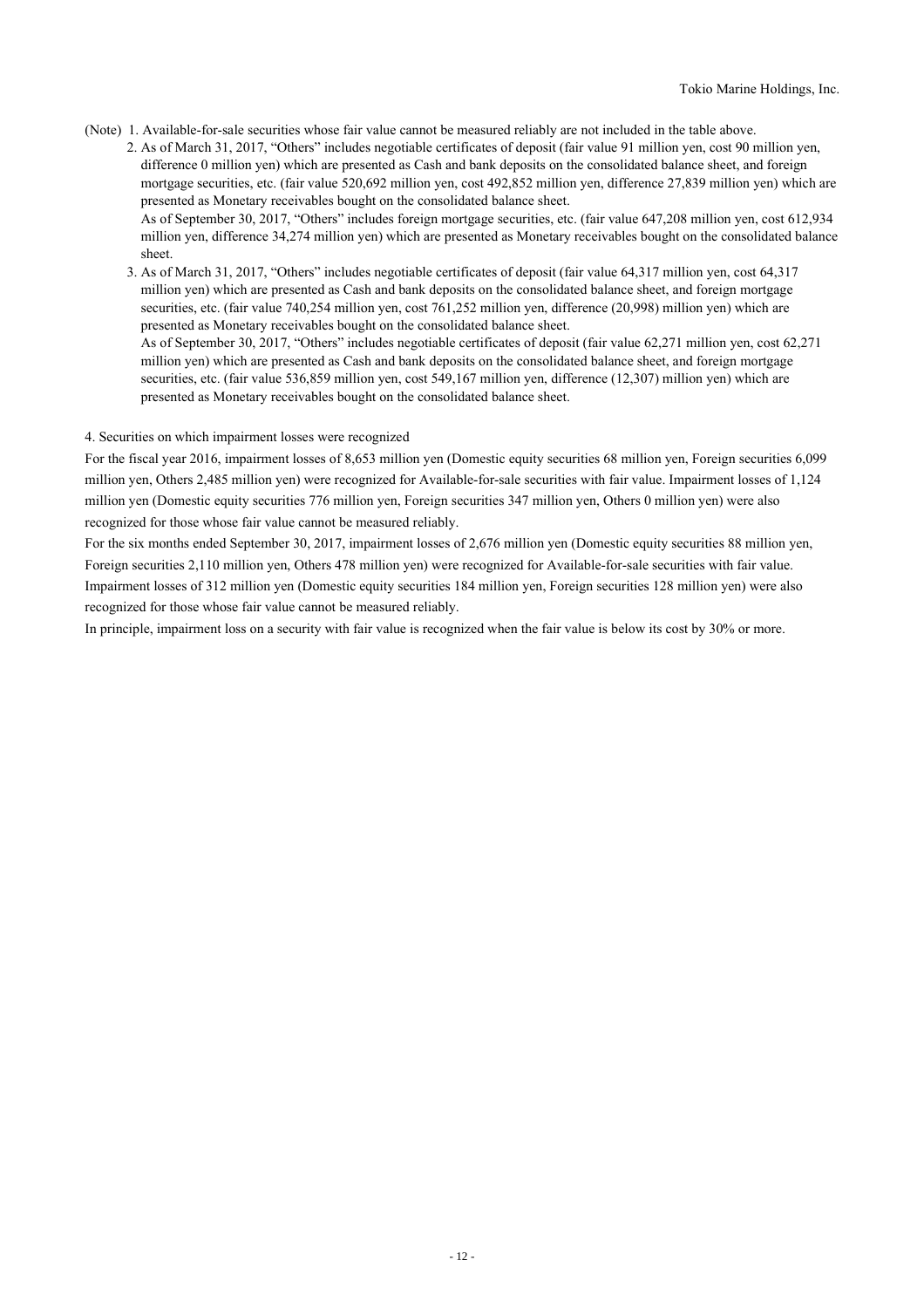(Note) 1. Available-for-sale securities whose fair value cannot be measured reliably are not included in the table above.

2. As of March 31, 2017, “Others” includes negotiable certificates of deposit (fair value 91 million yen, cost 90 million yen, difference 0 million yen) which are presented as Cash and bank deposits on the consolidated balance sheet, and foreign mortgage securities, etc. (fair value 520,692 million yen, cost 492,852 million yen, difference 27,839 million yen) which are presented as Monetary receivables bought on the consolidated balance sheet.
As of September 30, 2017, “Others” includes foreign mortgage securities, etc. (fair value 647,208 million yen, cost 612,934 million yen, difference 34,274 million yen) which are presented as Monetary receivables bought on the consolidated balance sheet.

3. As of March 31, 2017, “Others” includes negotiable certificates of deposit (fair value 64,317 million yen, cost 64,317 million yen) which are presented as Cash and bank deposits on the consolidated balance sheet, and foreign mortgage securities, etc. (fair value 740,254 million yen, cost 761,252 million yen, difference (20,998) million yen) which are presented as Monetary receivables bought on the consolidated balance sheet.
As of September 30, 2017, “Others” includes negotiable certificates of deposit (fair value 62,271 million yen, cost 62,271 million yen) which are presented as Cash and bank deposits on the consolidated balance sheet, and foreign mortgage securities, etc. (fair value 536,859 million yen, cost 549,167 million yen, difference (12,307) million yen) which are presented as Monetary receivables bought on the consolidated balance sheet.

4. Securities on which impairment losses were recognized

For the fiscal year 2016, impairment losses of 8,653 million yen (Domestic equity securities 68 million yen, Foreign securities 6,099 million yen, Others 2,485 million yen) were recognized for Available-for-sale securities with fair value. Impairment losses of 1,124 million yen (Domestic equity securities 776 million yen, Foreign securities 347 million yen, Others 0 million yen) were also recognized for those whose fair value cannot be measured reliably.

For the six months ended September 30, 2017, impairment losses of 2,676 million yen (Domestic equity securities 88 million yen, Foreign securities 2,110 million yen, Others 478 million yen) were recognized for Available-for-sale securities with fair value. Impairment losses of 312 million yen (Domestic equity securities 184 million yen, Foreign securities 128 million yen) were also recognized for those whose fair value cannot be measured reliably.

In principle, impairment loss on a security with fair value is recognized when the fair value is below its cost by 30% or more.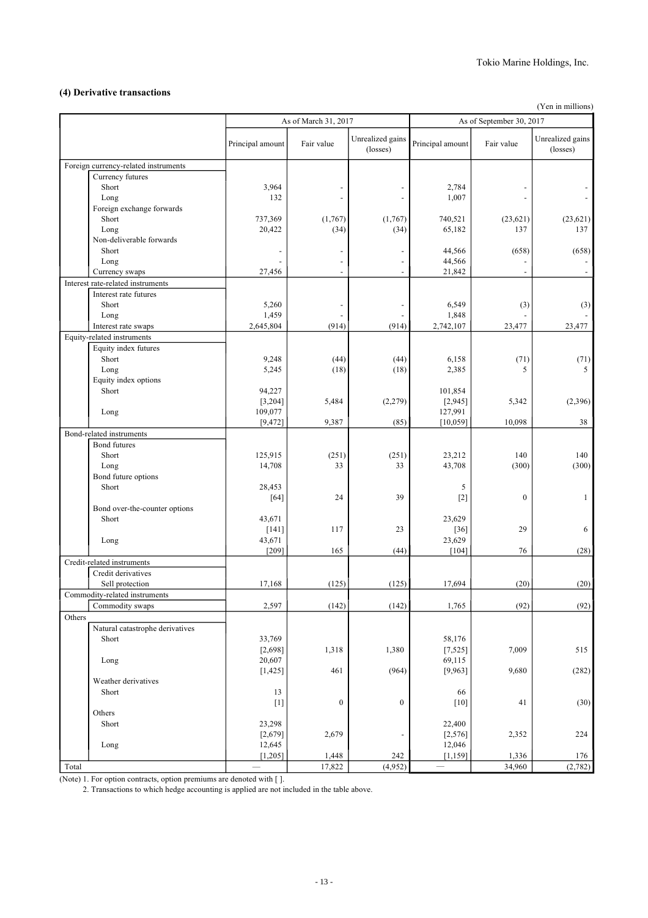## (4) Derivative transactions

(Yen in millions)

| | As of March 31, 2017 | | | As of September 30, 2017 | | |
|---|---|---|---|---|---|---|
| | Principal amount | Fair value | Unrealized gains (losses) | Principal amount | Fair value | Unrealized gains (losses) |
| **Foreign currency-related instruments** | | | | | | |
| Currency futures | | | | | | |
| Short | 3,964 | - | - | 2,784 | - | - |
| Long | 132 | - | - | 1,007 | - | - |
| Foreign exchange forwards | | | | | | |
| Short | 737,369 | (1,767) | (1,767) | 740,521 | (23,621) | (23,621) |
| Long | 20,422 | (34) | (34) | 65,182 | 137 | 137 |
| Non-deliverable forwards | | | | | | |
| Short | - | - | - | 44,566 | (658) | (658) |
| Long | - | - | - | 44,566 | - | - |
| Currency swaps | 27,456 | - | - | 21,842 | - | - |
| **Interest rate-related instruments** | | | | | | |
| Interest rate futures | | | | | | |
| Short | 5,260 | - | - | 6,549 | (3) | (3) |
| Long | 1,459 | - | - | 1,848 | - | - |
| Interest rate swaps | 2,645,804 | (914) | (914) | 2,742,107 | 23,477 | 23,477 |
| **Equity-related instruments** | | | | | | |
| Equity index futures | | | | | | |
| Short | 9,248 | (44) | (44) | 6,158 | (71) | (71) |
| Long | 5,245 | (18) | (18) | 2,385 | 5 | 5 |
| Equity index options | | | | | | |
| Short | 94,227 [3,204] | 5,484 | (2,279) | 101,854 [2,945] | 5,342 | (2,396) |
| Long | 109,077 [9,472] | 9,387 | (85) | 127,991 [10,059] | 10,098 | 38 |
| **Bond-related instruments** | | | | | | |
| Bond futures | | | | | | |
| Short | 125,915 | (251) | (251) | 23,212 | 140 | 140 |
| Long | 14,708 | 33 | 33 | 43,708 | (300) | (300) |
| Bond future options | | | | | | |
| Short | 28,453 [64] | 24 | 39 | 5 [2] | 0 | 1 |
| Bond over-the-counter options | | | | | | |
| Short | 43,671 [141] | 117 | 23 | 23,629 [36] | 29 | 6 |
| Long | 43,671 [209] | 165 | (44) | 23,629 [104] | 76 | (28) |
| **Credit-related instruments** | | | | | | |
| Credit derivatives | | | | | | |
| Sell protection | 17,168 | (125) | (125) | 17,694 | (20) | (20) |
| **Commodity-related instruments** | | | | | | |
| Commodity swaps | 2,597 | (142) | (142) | 1,765 | (92) | (92) |
| **Others** | | | | | | |
| Natural catastrophe derivatives | | | | | | |
| Short | 33,769 [2,698] | 1,318 | 1,380 | 58,176 [7,525] | 7,009 | 515 |
| Long | 20,607 [1,425] | 461 | (964) | 69,115 [9,963] | 9,680 | (282) |
| Weather derivatives | | | | | | |
| Short | 13 [1] | 0 | 0 | 66 [10] | 41 | (30) |
| Others | | | | | | |
| Short | 23,298 [2,679] | 2,679 | - | 22,400 [2,576] | 2,352 | 224 |
| Long | 12,645 [1,205] | 1,448 | 242 | 12,046 [1,159] | 1,336 | 176 |
| **Total** | — | 17,822 | (4,952) | — | 34,960 | (2,782) |

(Note) 1. For option contracts, option premiums are denoted with [ ].

2. Transactions to which hedge accounting is applied are not included in the table above.